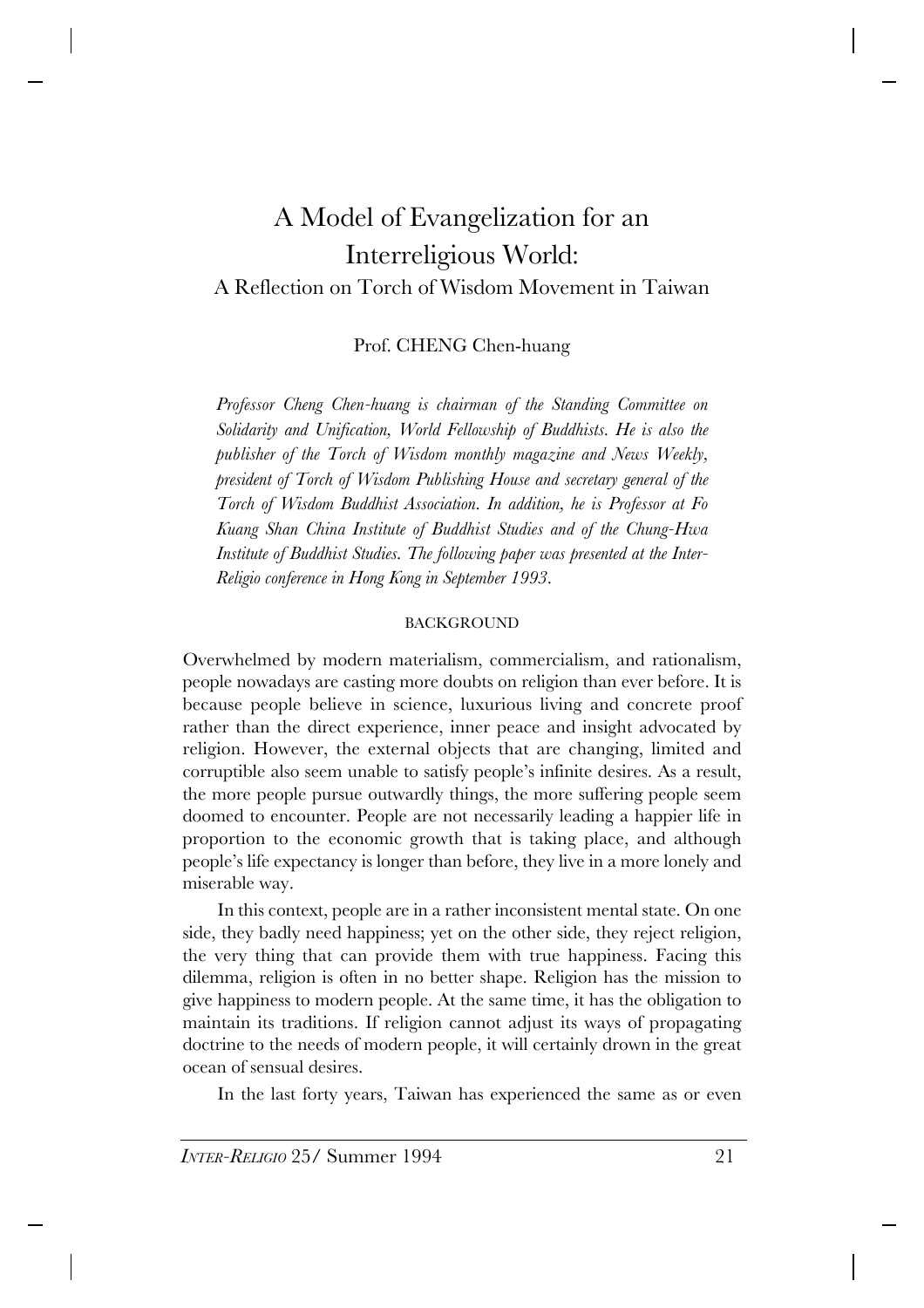# A Model of Evangelization for an Interreligious World:

## A Reflection on Torch of Wisdom Movement in Taiwan

Prof. CHENG Chen-huang

*Professor Cheng Chen-huang is chairman of the Standing Committee on Solidarity and Unification, World Fellowship of Buddhists. He is also the publisher of the Torch of Wisdom monthly magazine and News Weekly, president of Torch of Wisdom Publishing House and secretary general of the Torch of Wisdom Buddhist Association. In addition, he is Professor at Fo Kuang Shan China Institute of Buddhist Studies and of the Chung-Hwa Institute of Buddhist Studies. The following paper was presented at the Inter-Religio conference in Hong Kong in September 1993.*

### BACKGROUND

Overwhelmed by modern materialism, commercialism, and rationalism, people nowadays are casting more doubts on religion than ever before. It is because people believe in science, luxurious living and concrete proof rather than the direct experience, inner peace and insight advocated by religion. However, the external objects that are changing, limited and corruptible also seem unable to satisfy people's infinite desires. As a result, the more people pursue outwardly things, the more suffering people seem doomed to encounter. People are not necessarily leading a happier life in proportion to the economic growth that is taking place, and although people's life expectancy is longer than before, they live in a more lonely and miserable way.

In this context, people are in a rather inconsistent mental state. On one side, they badly need happiness; yet on the other side, they reject religion, the very thing that can provide them with true happiness. Facing this dilemma, religion is often in no better shape. Religion has the mission to give happiness to modern people. At the same time, it has the obligation to maintain its traditions. If religion cannot adjust its ways of propagating doctrine to the needs of modern people, it will certainly drown in the great ocean of sensual desires.

In the last forty years, Taiwan has experienced the same as or even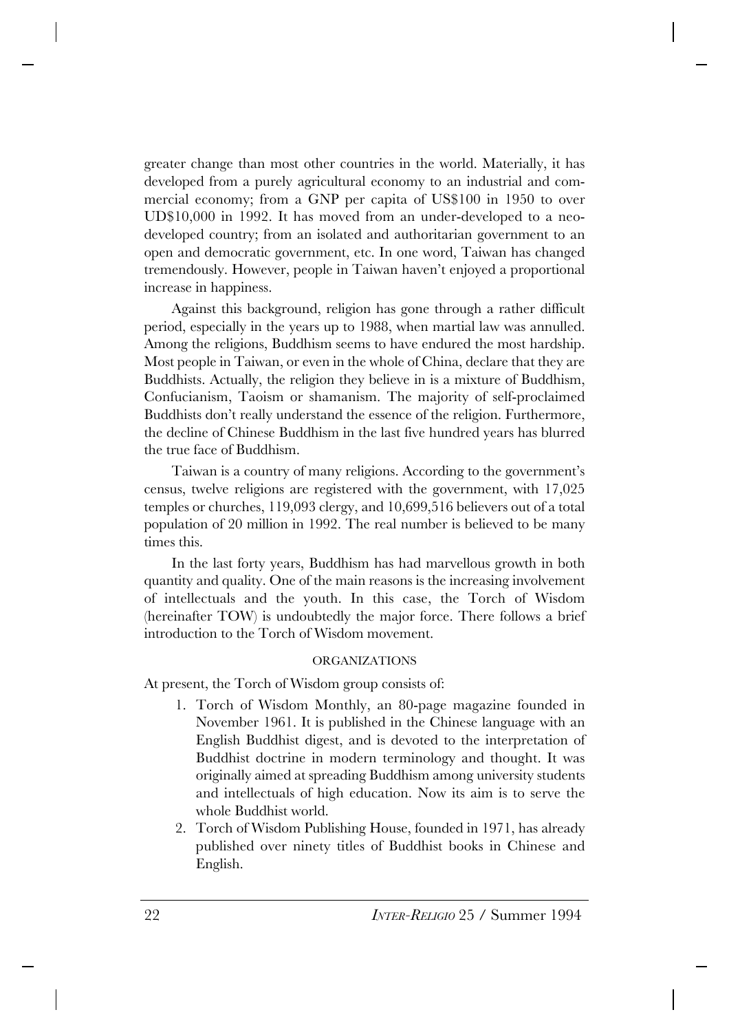greater change than most other countries in the world. Materially, it has developed from a purely agricultural economy to an industrial and commercial economy; from a GNP per capita of US$100 in 1950 to over UD$10,000 in 1992. It has moved from an under-developed to a neo-developed country; from an isolated and authoritarian government to an open and democratic government, etc. In one word, Taiwan has changed tremendously. However, people in Taiwan haven't enjoyed a proportional increase in happiness.

Against this background, religion has gone through a rather difficult period, especially in the years up to 1988, when martial law was annulled. Among the religions, Buddhism seems to have endured the most hardship. Most people in Taiwan, or even in the whole of China, declare that they are Buddhists. Actually, the religion they believe in is a mixture of Buddhism, Confucianism, Taoism or shamanism. The majority of self-proclaimed Buddhists don't really understand the essence of the religion. Furthermore, the decline of Chinese Buddhism in the last five hundred years has blurred the true face of Buddhism.

Taiwan is a country of many religions. According to the government's census, twelve religions are registered with the government, with 17,025 temples or churches, 119,093 clergy, and 10,699,516 believers out of a total population of 20 million in 1992. The real number is believed to be many times this.

In the last forty years, Buddhism has had marvellous growth in both quantity and quality. One of the main reasons is the increasing involvement of intellectuals and the youth. In this case, the Torch of Wisdom (hereinafter TOW) is undoubtedly the major force. There follows a brief introduction to the Torch of Wisdom movement.

## ORGANIZATIONS

At present, the Torch of Wisdom group consists of:

1. Torch of Wisdom Monthly, an 80-page magazine founded in November 1961. It is published in the Chinese language with an English Buddhist digest, and is devoted to the interpretation of Buddhist doctrine in modern terminology and thought. It was originally aimed at spreading Buddhism among university students and intellectuals of high education. Now its aim is to serve the whole Buddhist world.
2. Torch of Wisdom Publishing House, founded in 1971, has already published over ninety titles of Buddhist books in Chinese and English.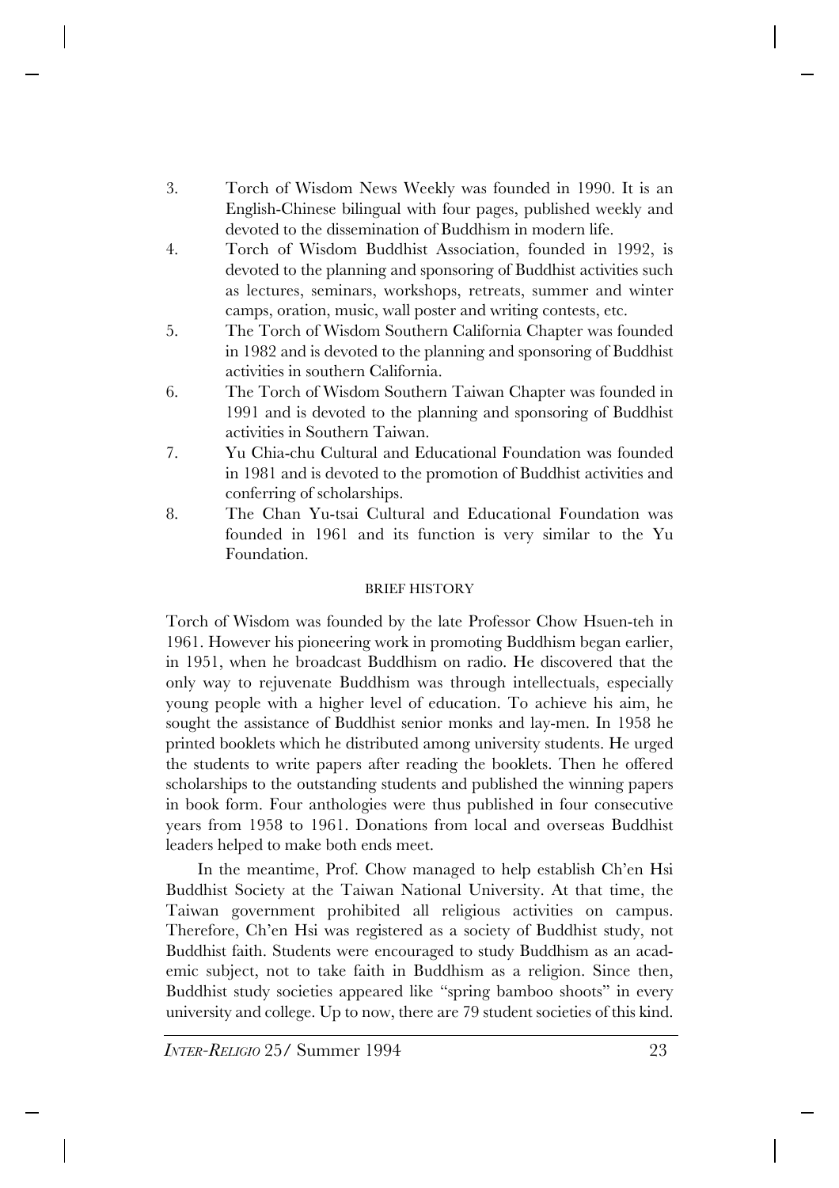3. Torch of Wisdom News Weekly was founded in 1990. It is an English-Chinese bilingual with four pages, published weekly and devoted to the dissemination of Buddhism in modern life.
4. Torch of Wisdom Buddhist Association, founded in 1992, is devoted to the planning and sponsoring of Buddhist activities such as lectures, seminars, workshops, retreats, summer and winter camps, oration, music, wall poster and writing contests, etc.
5. The Torch of Wisdom Southern California Chapter was founded in 1982 and is devoted to the planning and sponsoring of Buddhist activities in southern California.
6. The Torch of Wisdom Southern Taiwan Chapter was founded in 1991 and is devoted to the planning and sponsoring of Buddhist activities in Southern Taiwan.
7. Yu Chia-chu Cultural and Educational Foundation was founded in 1981 and is devoted to the promotion of Buddhist activities and conferring of scholarships.
8. The Chan Yu-tsai Cultural and Educational Foundation was founded in 1961 and its function is very similar to the Yu Foundation.

## BRIEF HISTORY

Torch of Wisdom was founded by the late Professor Chow Hsuen-teh in 1961. However his pioneering work in promoting Buddhism began earlier, in 1951, when he broadcast Buddhism on radio. He discovered that the only way to rejuvenate Buddhism was through intellectuals, especially young people with a higher level of education. To achieve his aim, he sought the assistance of Buddhist senior monks and lay-men. In 1958 he printed booklets which he distributed among university students. He urged the students to write papers after reading the booklets. Then he offered scholarships to the outstanding students and published the winning papers in book form. Four anthologies were thus published in four consecutive years from 1958 to 1961. Donations from local and overseas Buddhist leaders helped to make both ends meet.

In the meantime, Prof. Chow managed to help establish Ch'en Hsi Buddhist Society at the Taiwan National University. At that time, the Taiwan government prohibited all religious activities on campus. Therefore, Ch'en Hsi was registered as a society of Buddhist study, not Buddhist faith. Students were encouraged to study Buddhism as an academic subject, not to take faith in Buddhism as a religion. Since then, Buddhist study societies appeared like "spring bamboo shoots" in every university and college. Up to now, there are 79 student societies of this kind.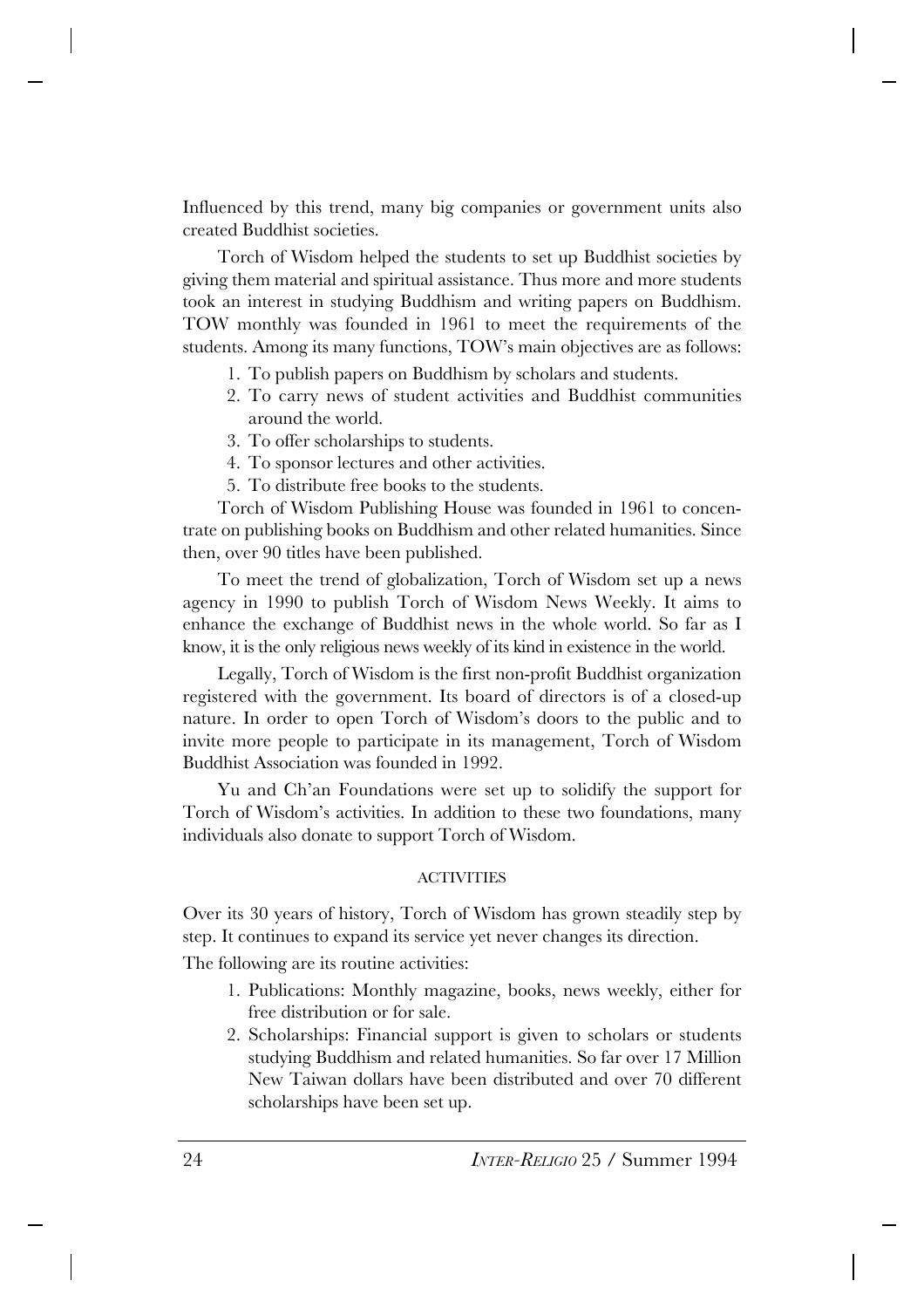Influenced by this trend, many big companies or government units also created Buddhist societies.

Torch of Wisdom helped the students to set up Buddhist societies by giving them material and spiritual assistance. Thus more and more students took an interest in studying Buddhism and writing papers on Buddhism. TOW monthly was founded in 1961 to meet the requirements of the students. Among its many functions, TOW's main objectives are as follows:

1. To publish papers on Buddhism by scholars and students.
2. To carry news of student activities and Buddhist communities around the world.
3. To offer scholarships to students.
4. To sponsor lectures and other activities.
5. To distribute free books to the students.

Torch of Wisdom Publishing House was founded in 1961 to concentrate on publishing books on Buddhism and other related humanities. Since then, over 90 titles have been published.

To meet the trend of globalization, Torch of Wisdom set up a news agency in 1990 to publish Torch of Wisdom News Weekly. It aims to enhance the exchange of Buddhist news in the whole world. So far as I know, it is the only religious news weekly of its kind in existence in the world.

Legally, Torch of Wisdom is the first non-profit Buddhist organization registered with the government. Its board of directors is of a closed-up nature. In order to open Torch of Wisdom's doors to the public and to invite more people to participate in its management, Torch of Wisdom Buddhist Association was founded in 1992.

Yu and Ch'an Foundations were set up to solidify the support for Torch of Wisdom's activities. In addition to these two foundations, many individuals also donate to support Torch of Wisdom.

## ACTIVITIES

Over its 30 years of history, Torch of Wisdom has grown steadily step by step. It continues to expand its service yet never changes its direction.

The following are its routine activities:

1. Publications: Monthly magazine, books, news weekly, either for free distribution or for sale.
2. Scholarships: Financial support is given to scholars or students studying Buddhism and related humanities. So far over 17 Million New Taiwan dollars have been distributed and over 70 different scholarships have been set up.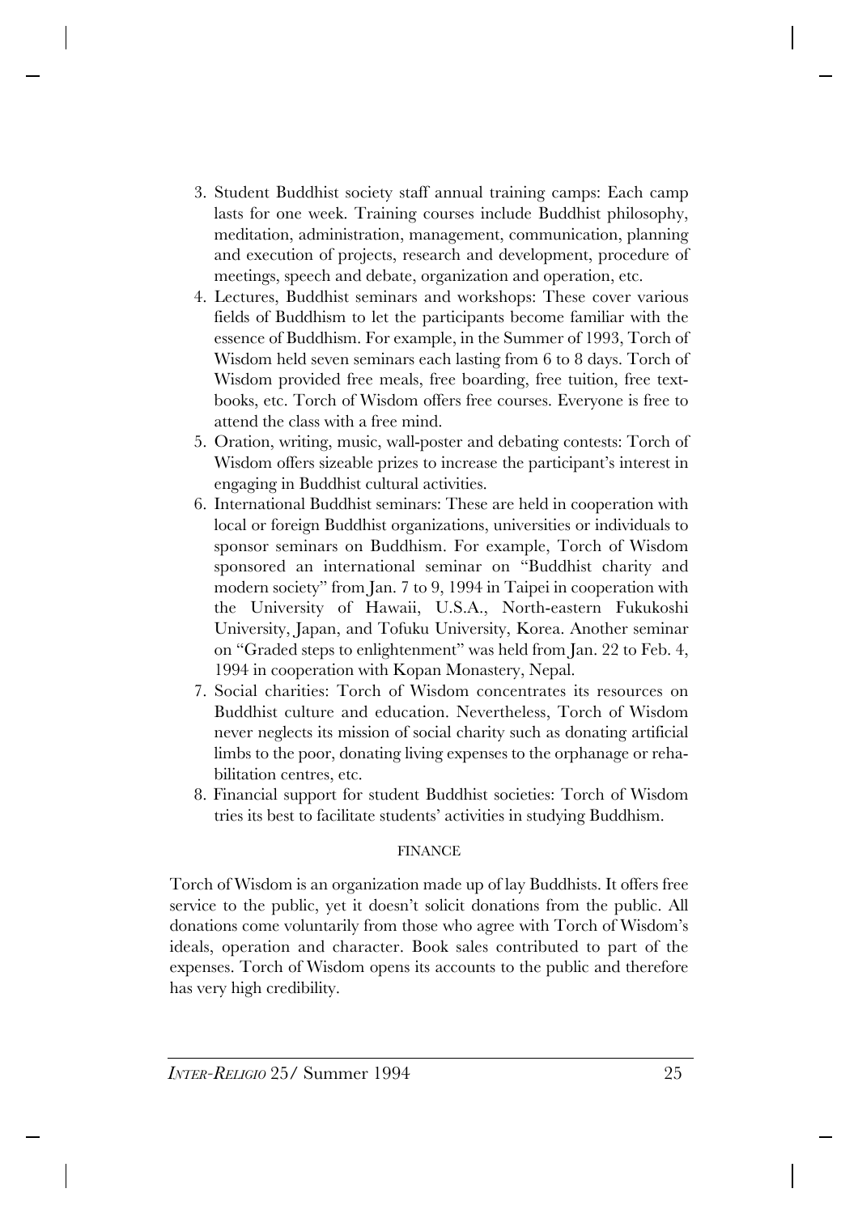3. Student Buddhist society staff annual training camps: Each camp lasts for one week. Training courses include Buddhist philosophy, meditation, administration, management, communication, planning and execution of projects, research and development, procedure of meetings, speech and debate, organization and operation, etc.
4. Lectures, Buddhist seminars and workshops: These cover various fields of Buddhism to let the participants become familiar with the essence of Buddhism. For example, in the Summer of 1993, Torch of Wisdom held seven seminars each lasting from 6 to 8 days. Torch of Wisdom provided free meals, free boarding, free tuition, free textbooks, etc. Torch of Wisdom offers free courses. Everyone is free to attend the class with a free mind.
5. Oration, writing, music, wall-poster and debating contests: Torch of Wisdom offers sizeable prizes to increase the participant's interest in engaging in Buddhist cultural activities.
6. International Buddhist seminars: These are held in cooperation with local or foreign Buddhist organizations, universities or individuals to sponsor seminars on Buddhism. For example, Torch of Wisdom sponsored an international seminar on "Buddhist charity and modern society" from Jan. 7 to 9, 1994 in Taipei in cooperation with the University of Hawaii, U.S.A., North-eastern Fukukoshi University, Japan, and Tofuku University, Korea. Another seminar on "Graded steps to enlightenment" was held from Jan. 22 to Feb. 4, 1994 in cooperation with Kopan Monastery, Nepal.
7. Social charities: Torch of Wisdom concentrates its resources on Buddhist culture and education. Nevertheless, Torch of Wisdom never neglects its mission of social charity such as donating artificial limbs to the poor, donating living expenses to the orphanage or rehabilitation centres, etc.
8. Financial support for student Buddhist societies: Torch of Wisdom tries its best to facilitate students' activities in studying Buddhism.

## FINANCE

Torch of Wisdom is an organization made up of lay Buddhists. It offers free service to the public, yet it doesn't solicit donations from the public. All donations come voluntarily from those who agree with Torch of Wisdom's ideals, operation and character. Book sales contributed to part of the expenses. Torch of Wisdom opens its accounts to the public and therefore has very high credibility.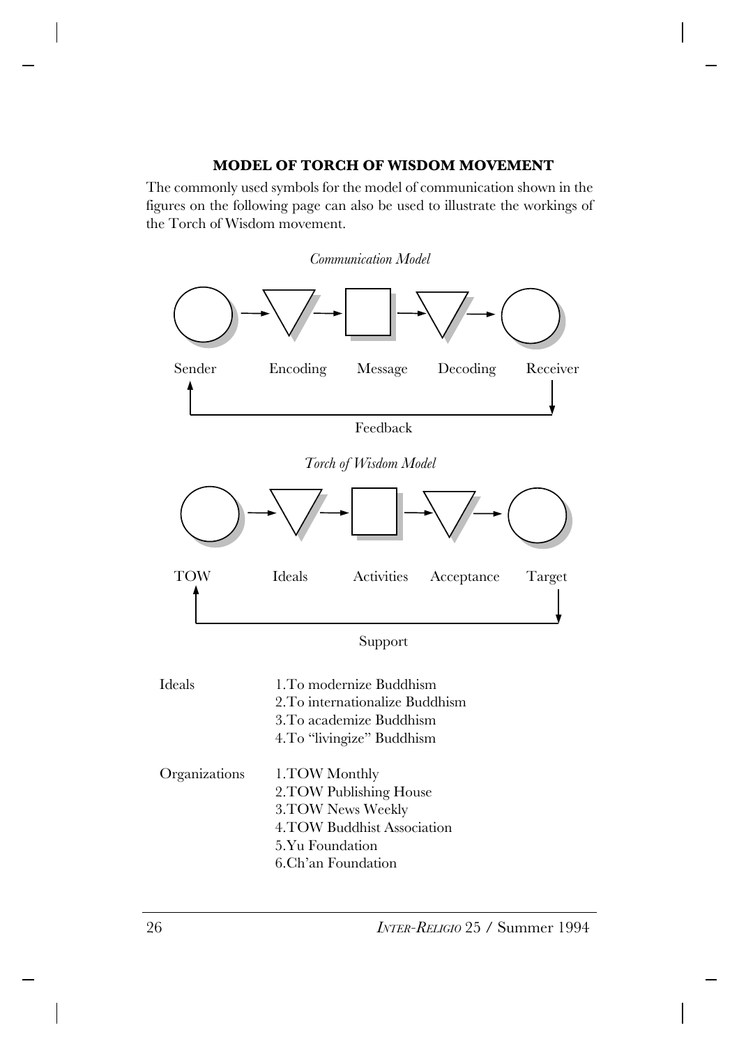### MODEL OF TORCH OF WISDOM MOVEMENT

The commonly used symbols for the model of communication shown in the figures on the following page can also be used to illustrate the workings of the Torch of Wisdom movement.

*Communication Model*

Sender → Encoding → Message → Decoding → Receiver

Feedback

*Torch of Wisdom Model*

TOW → Ideals → Activities → Acceptance → Target

Support

| | |
|---|---|
| Ideals | 1.To modernize Buddhism<br>2.To internationalize Buddhism<br>3.To academize Buddhism<br>4.To "livingize" Buddhism |
| Organizations | 1.TOW Monthly<br>2.TOW Publishing House<br>3.TOW News Weekly<br>4.TOW Buddhist Association<br>5.Yu Foundation<br>6.Ch'an Foundation |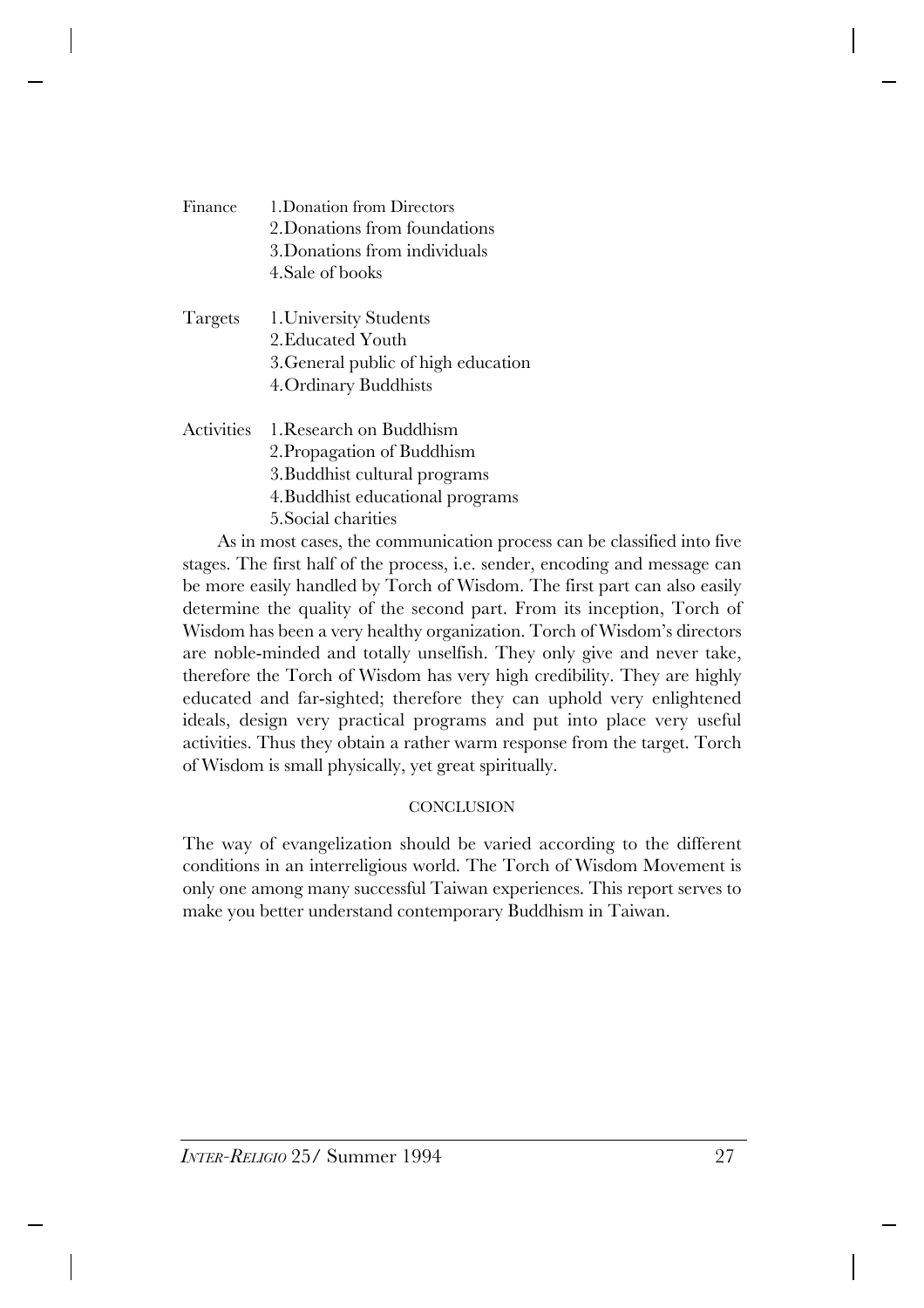Finance
1. Donation from Directors
2. Donations from foundations
3. Donations from individuals
4. Sale of books

Targets
1. University Students
2. Educated Youth
3. General public of high education
4. Ordinary Buddhists

Activities
1. Research on Buddhism
2. Propagation of Buddhism
3. Buddhist cultural programs
4. Buddhist educational programs
5. Social charities

As in most cases, the communication process can be classified into five stages. The first half of the process, i.e. sender, encoding and message can be more easily handled by Torch of Wisdom. The first part can also easily determine the quality of the second part. From its inception, Torch of Wisdom has been a very healthy organization. Torch of Wisdom's directors are noble-minded and totally unselfish. They only give and never take, therefore the Torch of Wisdom has very high credibility. They are highly educated and far-sighted; therefore they can uphold very enlightened ideals, design very practical programs and put into place very useful activities. Thus they obtain a rather warm response from the target. Torch of Wisdom is small physically, yet great spiritually.

## CONCLUSION

The way of evangelization should be varied according to the different conditions in an interreligious world. The Torch of Wisdom Movement is only one among many successful Taiwan experiences. This report serves to make you better understand contemporary Buddhism in Taiwan.